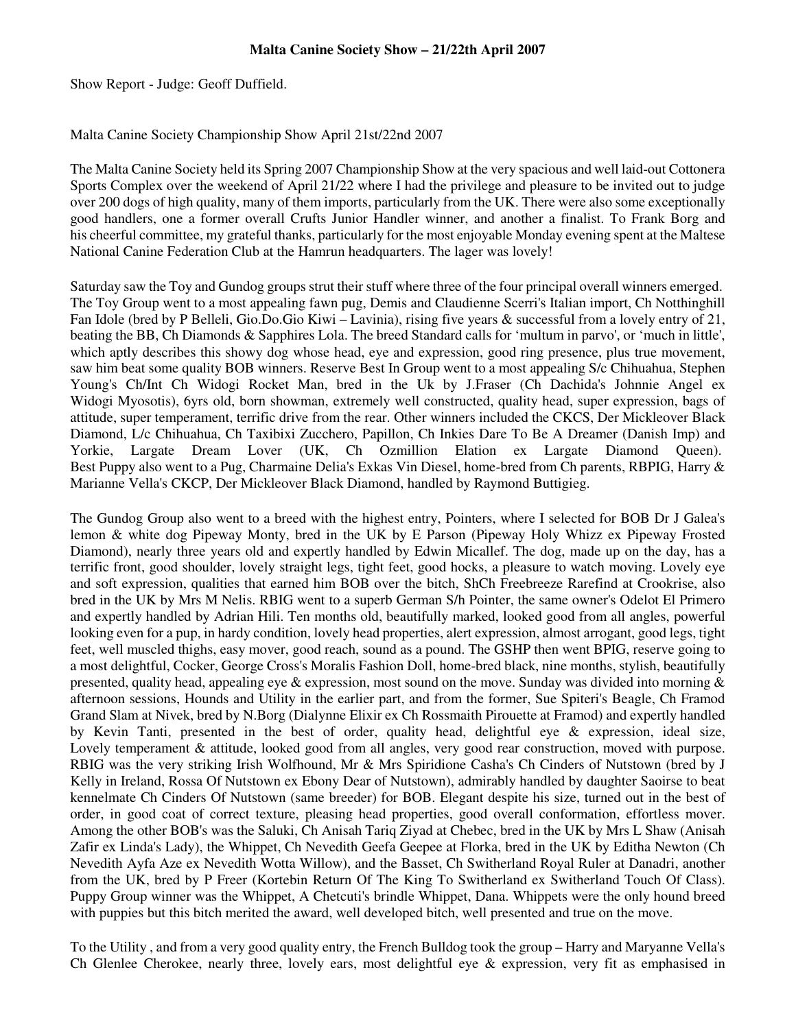**Malta Canine Society Show – 21/22th April 2007**

Show Report - Judge: Geoff Duffield.

Malta Canine Society Championship Show April 21st/22nd 2007

The Malta Canine Society held its Spring 2007 Championship Show at the very spacious and well laid-out Cottonera Sports Complex over the weekend of April 21/22 where I had the privilege and pleasure to be invited out to judge over 200 dogs of high quality, many of them imports, particularly from the UK. There were also some exceptionally good handlers, one a former overall Crufts Junior Handler winner, and another a finalist. To Frank Borg and his cheerful committee, my grateful thanks, particularly for the most enjoyable Monday evening spent at the Maltese National Canine Federation Club at the Hamrun headquarters. The lager was lovely!

Saturday saw the Toy and Gundog groups strut their stuff where three of the four principal overall winners emerged. The Toy Group went to a most appealing fawn pug, Demis and Claudienne Scerri's Italian import, Ch Notthinghill Fan Idole (bred by P Belleli, Gio.Do.Gio Kiwi – Lavinia), rising five years & successful from a lovely entry of 21, beating the BB, Ch Diamonds & Sapphires Lola. The breed Standard calls for 'multum in parvo', or 'much in little', which aptly describes this showy dog whose head, eye and expression, good ring presence, plus true movement, saw him beat some quality BOB winners. Reserve Best In Group went to a most appealing S/c Chihuahua, Stephen Young's Ch/Int Ch Widogi Rocket Man, bred in the Uk by J.Fraser (Ch Dachida's Johnnie Angel ex Widogi Myosotis), 6yrs old, born showman, extremely well constructed, quality head, super expression, bags of attitude, super temperament, terrific drive from the rear. Other winners included the CKCS, Der Mickleover Black Diamond, L/c Chihuahua, Ch Taxibixi Zucchero, Papillon, Ch Inkies Dare To Be A Dreamer (Danish Imp) and Yorkie, Largate Dream Lover (UK, Ch Ozmillion Elation ex Largate Diamond Queen). Best Puppy also went to a Pug, Charmaine Delia's Exkas Vin Diesel, home-bred from Ch parents, RBPIG, Harry & Marianne Vella's CKCP, Der Mickleover Black Diamond, handled by Raymond Buttigieg.

The Gundog Group also went to a breed with the highest entry, Pointers, where I selected for BOB Dr J Galea's lemon & white dog Pipeway Monty, bred in the UK by E Parson (Pipeway Holy Whizz ex Pipeway Frosted Diamond), nearly three years old and expertly handled by Edwin Micallef. The dog, made up on the day, has a terrific front, good shoulder, lovely straight legs, tight feet, good hocks, a pleasure to watch moving. Lovely eye and soft expression, qualities that earned him BOB over the bitch, ShCh Freebreeze Rarefind at Crookrise, also bred in the UK by Mrs M Nelis. RBIG went to a superb German S/h Pointer, the same owner's Odelot El Primero and expertly handled by Adrian Hili. Ten months old, beautifully marked, looked good from all angles, powerful looking even for a pup, in hardy condition, lovely head properties, alert expression, almost arrogant, good legs, tight feet, well muscled thighs, easy mover, good reach, sound as a pound. The GSHP then went BPIG, reserve going to a most delightful, Cocker, George Cross's Moralis Fashion Doll, home-bred black, nine months, stylish, beautifully presented, quality head, appealing eye & expression, most sound on the move. Sunday was divided into morning & afternoon sessions, Hounds and Utility in the earlier part, and from the former, Sue Spiteri's Beagle, Ch Framod Grand Slam at Nivek, bred by N.Borg (Dialynne Elixir ex Ch Rossmaith Pirouette at Framod) and expertly handled by Kevin Tanti, presented in the best of order, quality head, delightful eye & expression, ideal size, Lovely temperament & attitude, looked good from all angles, very good rear construction, moved with purpose. RBIG was the very striking Irish Wolfhound, Mr & Mrs Spiridione Casha's Ch Cinders of Nutstown (bred by J Kelly in Ireland, Rossa Of Nutstown ex Ebony Dear of Nutstown), admirably handled by daughter Saoirse to beat kennelmate Ch Cinders Of Nutstown (same breeder) for BOB. Elegant despite his size, turned out in the best of order, in good coat of correct texture, pleasing head properties, good overall conformation, effortless mover. Among the other BOB's was the Saluki, Ch Anisah Tariq Ziyad at Chebec, bred in the UK by Mrs L Shaw (Anisah Zafir ex Linda's Lady), the Whippet, Ch Nevedith Geefa Geepee at Florka, bred in the UK by Editha Newton (Ch Nevedith Ayfa Aze ex Nevedith Wotta Willow), and the Basset, Ch Switherland Royal Ruler at Danadri, another from the UK, bred by P Freer (Kortebin Return Of The King To Switherland ex Switherland Touch Of Class). Puppy Group winner was the Whippet, A Chetcuti's brindle Whippet, Dana. Whippets were the only hound breed with puppies but this bitch merited the award, well developed bitch, well presented and true on the move.

To the Utility , and from a very good quality entry, the French Bulldog took the group – Harry and Maryanne Vella's Ch Glenlee Cherokee, nearly three, lovely ears, most delightful eye & expression, very fit as emphasised in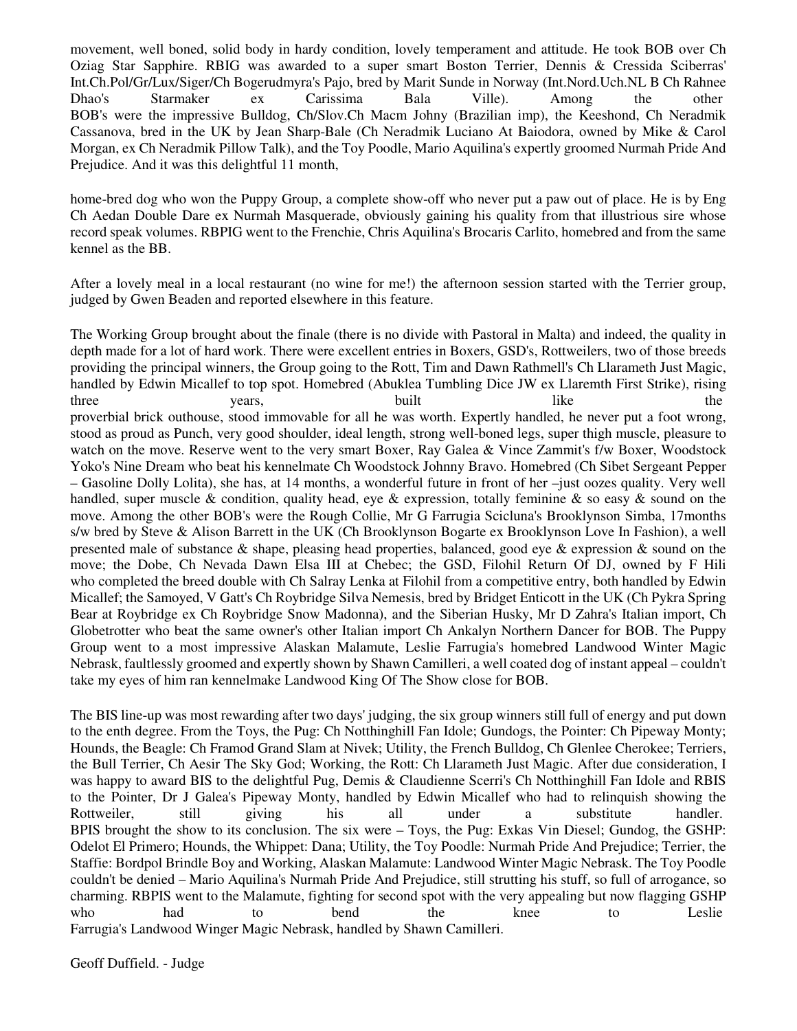movement, well boned, solid body in hardy condition, lovely temperament and attitude. He took BOB over Ch Oziag Star Sapphire. RBIG was awarded to a super smart Boston Terrier, Dennis & Cressida Sciberras' Int.Ch.Pol/Gr/Lux/Siger/Ch Bogerudmyra's Pajo, bred by Marit Sunde in Norway (Int.Nord.Uch.NL B Ch Rahnee Dhao's Starmaker ex Carissima Bala Ville). Among the other BOB's were the impressive Bulldog, Ch/Slov.Ch Macm Johny (Brazilian imp), the Keeshond, Ch Neradmik Cassanova, bred in the UK by Jean Sharp-Bale (Ch Neradmik Luciano At Baiodora, owned by Mike & Carol Morgan, ex Ch Neradmik Pillow Talk), and the Toy Poodle, Mario Aquilina's expertly groomed Nurmah Pride And Prejudice. And it was this delightful 11 month,

home-bred dog who won the Puppy Group, a complete show-off who never put a paw out of place. He is by Eng Ch Aedan Double Dare ex Nurmah Masquerade, obviously gaining his quality from that illustrious sire whose record speak volumes. RBPIG went to the Frenchie, Chris Aquilina's Brocaris Carlito, homebred and from the same kennel as the BB.

After a lovely meal in a local restaurant (no wine for me!) the afternoon session started with the Terrier group, judged by Gwen Beaden and reported elsewhere in this feature.

The Working Group brought about the finale (there is no divide with Pastoral in Malta) and indeed, the quality in depth made for a lot of hard work. There were excellent entries in Boxers, GSD's, Rottweilers, two of those breeds providing the principal winners, the Group going to the Rott, Tim and Dawn Rathmell's Ch Llarameth Just Magic, handled by Edwin Micallef to top spot. Homebred (Abuklea Tumbling Dice JW ex Llaremth First Strike), rising three years, built like the proverbial brick outhouse, stood immovable for all he was worth. Expertly handled, he never put a foot wrong, stood as proud as Punch, very good shoulder, ideal length, strong well-boned legs, super thigh muscle, pleasure to watch on the move. Reserve went to the very smart Boxer, Ray Galea & Vince Zammit's f/w Boxer, Woodstock Yoko's Nine Dream who beat his kennelmate Ch Woodstock Johnny Bravo. Homebred (Ch Sibet Sergeant Pepper – Gasoline Dolly Lolita), she has, at 14 months, a wonderful future in front of her –just oozes quality. Very well handled, super muscle & condition, quality head, eye & expression, totally feminine & so easy & sound on the move. Among the other BOB's were the Rough Collie, Mr G Farrugia Scicluna's Brooklynson Simba, 17months s/w bred by Steve & Alison Barrett in the UK (Ch Brooklynson Bogarte ex Brooklynson Love In Fashion), a well presented male of substance & shape, pleasing head properties, balanced, good eye & expression & sound on the move; the Dobe, Ch Nevada Dawn Elsa III at Chebec; the GSD, Filohil Return Of DJ, owned by F Hili who completed the breed double with Ch Salray Lenka at Filohil from a competitive entry, both handled by Edwin Micallef; the Samoyed, V Gatt's Ch Roybridge Silva Nemesis, bred by Bridget Enticott in the UK (Ch Pykra Spring Bear at Roybridge ex Ch Roybridge Snow Madonna), and the Siberian Husky, Mr D Zahra's Italian import, Ch Globetrotter who beat the same owner's other Italian import Ch Ankalyn Northern Dancer for BOB. The Puppy Group went to a most impressive Alaskan Malamute, Leslie Farrugia's homebred Landwood Winter Magic Nebrask, faultlessly groomed and expertly shown by Shawn Camilleri, a well coated dog of instant appeal – couldn't take my eyes of him ran kennelmake Landwood King Of The Show close for BOB.

The BIS line-up was most rewarding after two days' judging, the six group winners still full of energy and put down to the enth degree. From the Toys, the Pug: Ch Notthinghill Fan Idole; Gundogs, the Pointer: Ch Pipeway Monty; Hounds, the Beagle: Ch Framod Grand Slam at Nivek; Utility, the French Bulldog, Ch Glenlee Cherokee; Terriers, the Bull Terrier, Ch Aesir The Sky God; Working, the Rott: Ch Llarameth Just Magic. After due consideration, I was happy to award BIS to the delightful Pug, Demis & Claudienne Scerri's Ch Notthinghill Fan Idole and RBIS to the Pointer, Dr J Galea's Pipeway Monty, handled by Edwin Micallef who had to relinquish showing the Rottweiler, still giving his all under a substitute handler. BPIS brought the show to its conclusion. The six were – Toys, the Pug: Exkas Vin Diesel; Gundog, the GSHP: Odelot El Primero; Hounds, the Whippet: Dana; Utility, the Toy Poodle: Nurmah Pride And Prejudice; Terrier, the Staffie: Bordpol Brindle Boy and Working, Alaskan Malamute: Landwood Winter Magic Nebrask. The Toy Poodle couldn't be denied – Mario Aquilina's Nurmah Pride And Prejudice, still strutting his stuff, so full of arrogance, so charming. RBPIS went to the Malamute, fighting for second spot with the very appealing but now flagging GSHP who had to bend the knee to Leslie Farrugia's Landwood Winger Magic Nebrask, handled by Shawn Camilleri.

Geoff Duffield. - Judge